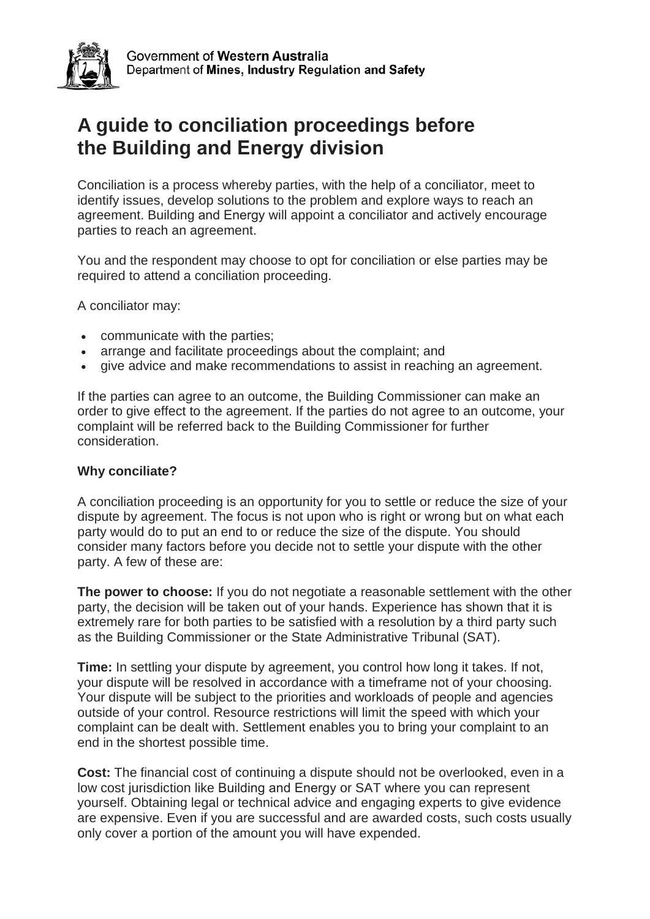Government of **Western Australia**
Department of **Mines, Industry Regulation and Safety**

# A guide to conciliation proceedings before the Building and Energy division

Conciliation is a process whereby parties, with the help of a conciliator, meet to identify issues, develop solutions to the problem and explore ways to reach an agreement. Building and Energy will appoint a conciliator and actively encourage parties to reach an agreement.

You and the respondent may choose to opt for conciliation or else parties may be required to attend a conciliation proceeding.

A conciliator may:

- communicate with the parties;
- arrange and facilitate proceedings about the complaint; and
- give advice and make recommendations to assist in reaching an agreement.

If the parties can agree to an outcome, the Building Commissioner can make an order to give effect to the agreement. If the parties do not agree to an outcome, your complaint will be referred back to the Building Commissioner for further consideration.

### Why conciliate?

A conciliation proceeding is an opportunity for you to settle or reduce the size of your dispute by agreement. The focus is not upon who is right or wrong but on what each party would do to put an end to or reduce the size of the dispute. You should consider many factors before you decide not to settle your dispute with the other party. A few of these are:

**The power to choose:** If you do not negotiate a reasonable settlement with the other party, the decision will be taken out of your hands. Experience has shown that it is extremely rare for both parties to be satisfied with a resolution by a third party such as the Building Commissioner or the State Administrative Tribunal (SAT).

**Time:** In settling your dispute by agreement, you control how long it takes. If not, your dispute will be resolved in accordance with a timeframe not of your choosing. Your dispute will be subject to the priorities and workloads of people and agencies outside of your control. Resource restrictions will limit the speed with which your complaint can be dealt with. Settlement enables you to bring your complaint to an end in the shortest possible time.

**Cost:** The financial cost of continuing a dispute should not be overlooked, even in a low cost jurisdiction like Building and Energy or SAT where you can represent yourself. Obtaining legal or technical advice and engaging experts to give evidence are expensive. Even if you are successful and are awarded costs, such costs usually only cover a portion of the amount you will have expended.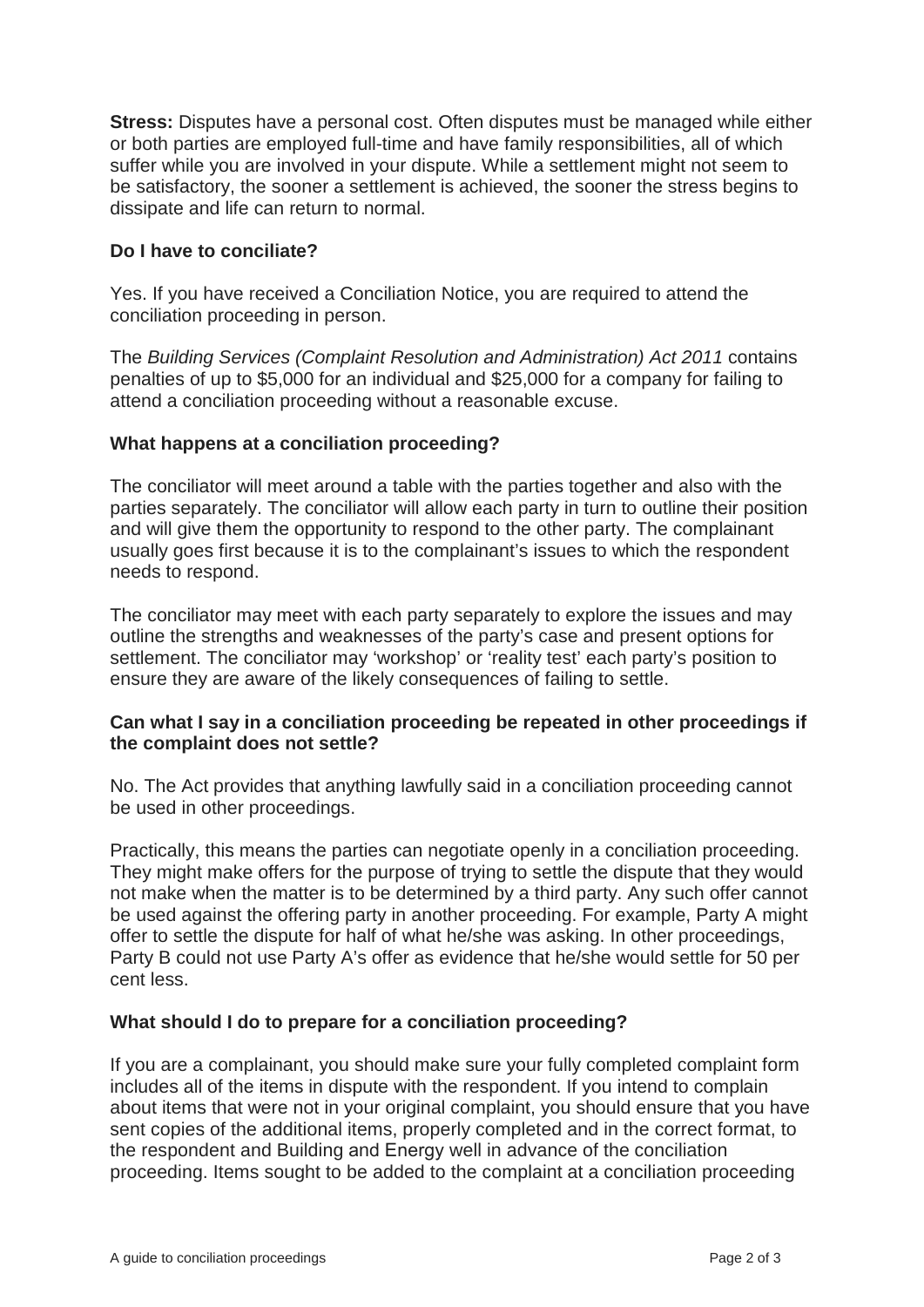**Stress:** Disputes have a personal cost. Often disputes must be managed while either or both parties are employed full-time and have family responsibilities, all of which suffer while you are involved in your dispute. While a settlement might not seem to be satisfactory, the sooner a settlement is achieved, the sooner the stress begins to dissipate and life can return to normal.

### Do I have to conciliate?

Yes. If you have received a Conciliation Notice, you are required to attend the conciliation proceeding in person.

The *Building Services (Complaint Resolution and Administration) Act 2011* contains penalties of up to $5,000 for an individual and $25,000 for a company for failing to attend a conciliation proceeding without a reasonable excuse.

### What happens at a conciliation proceeding?

The conciliator will meet around a table with the parties together and also with the parties separately. The conciliator will allow each party in turn to outline their position and will give them the opportunity to respond to the other party. The complainant usually goes first because it is to the complainant's issues to which the respondent needs to respond.

The conciliator may meet with each party separately to explore the issues and may outline the strengths and weaknesses of the party's case and present options for settlement. The conciliator may 'workshop' or 'reality test' each party's position to ensure they are aware of the likely consequences of failing to settle.

### Can what I say in a conciliation proceeding be repeated in other proceedings if the complaint does not settle?

No. The Act provides that anything lawfully said in a conciliation proceeding cannot be used in other proceedings.

Practically, this means the parties can negotiate openly in a conciliation proceeding. They might make offers for the purpose of trying to settle the dispute that they would not make when the matter is to be determined by a third party. Any such offer cannot be used against the offering party in another proceeding. For example, Party A might offer to settle the dispute for half of what he/she was asking. In other proceedings, Party B could not use Party A's offer as evidence that he/she would settle for 50 per cent less.

### What should I do to prepare for a conciliation proceeding?

If you are a complainant, you should make sure your fully completed complaint form includes all of the items in dispute with the respondent. If you intend to complain about items that were not in your original complaint, you should ensure that you have sent copies of the additional items, properly completed and in the correct format, to the respondent and Building and Energy well in advance of the conciliation proceeding. Items sought to be added to the complaint at a conciliation proceeding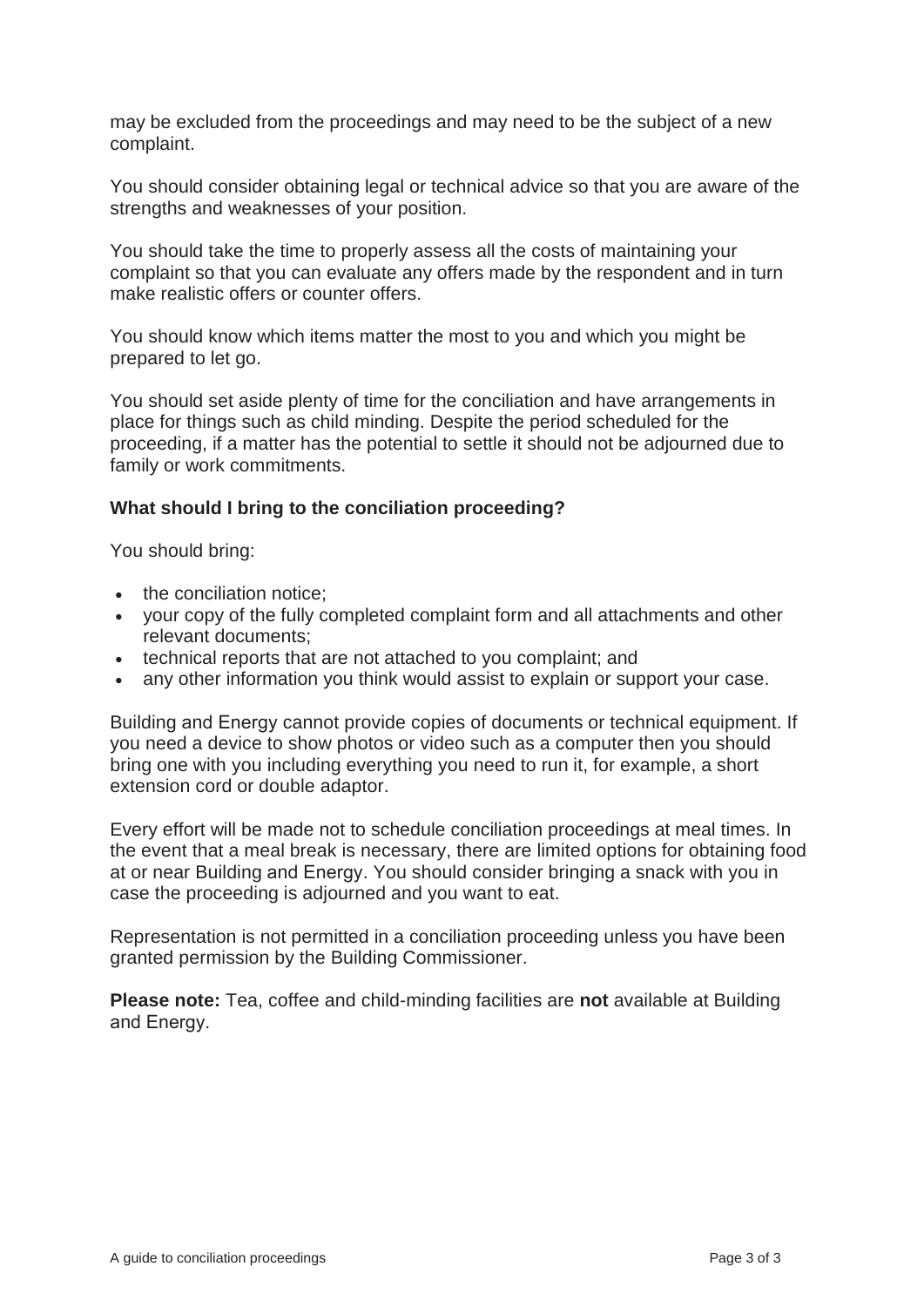may be excluded from the proceedings and may need to be the subject of a new complaint.

You should consider obtaining legal or technical advice so that you are aware of the strengths and weaknesses of your position.

You should take the time to properly assess all the costs of maintaining your complaint so that you can evaluate any offers made by the respondent and in turn make realistic offers or counter offers.

You should know which items matter the most to you and which you might be prepared to let go.

You should set aside plenty of time for the conciliation and have arrangements in place for things such as child minding. Despite the period scheduled for the proceeding, if a matter has the potential to settle it should not be adjourned due to family or work commitments.

**What should I bring to the conciliation proceeding?**

You should bring:

- the conciliation notice;
- your copy of the fully completed complaint form and all attachments and other relevant documents;
- technical reports that are not attached to you complaint; and
- any other information you think would assist to explain or support your case.

Building and Energy cannot provide copies of documents or technical equipment. If you need a device to show photos or video such as a computer then you should bring one with you including everything you need to run it, for example, a short extension cord or double adaptor.

Every effort will be made not to schedule conciliation proceedings at meal times. In the event that a meal break is necessary, there are limited options for obtaining food at or near Building and Energy. You should consider bringing a snack with you in case the proceeding is adjourned and you want to eat.

Representation is not permitted in a conciliation proceeding unless you have been granted permission by the Building Commissioner.

**Please note:** Tea, coffee and child-minding facilities are **not** available at Building and Energy.